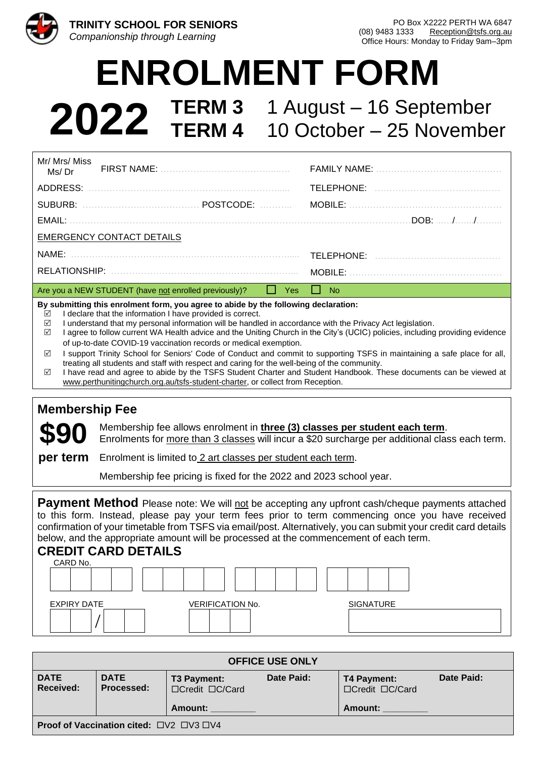**TRINITY SCHOOL FOR SENIORS**
*Companionship through Learning*

PO Box X2222 PERTH WA 6847
(08) 9483 1333 Reception@tsfs.org.au
Office Hours: Monday to Friday 9am–3pm

# ENROLMENT FORM

## 2022 TERM 3 1 August – 16 September
## TERM 4 10 October – 25 November

| | |
|---|---|
| Mr/ Mrs/ Miss Ms/ Dr FIRST NAME: ........................................ | FAMILY NAME: ........................................ |
| ADDRESS: ........................................................................ | TELEPHONE: ........................................ |
| SUBURB: ........................................ POSTCODE: .......... | MOBILE: ........................................ |
| EMAIL: ........................................................................ | DOB: ...../...../........ |
| EMERGENCY CONTACT DETAILS | |
| NAME: ........................................................................ | TELEPHONE: ........................................ |
| RELATIONSHIP: ........................................................ | MOBILE: ........................................ |
| Are you a NEW STUDENT (have not enrolled previously)? ☐ Yes ☐ No | |

**By submitting this enrolment form, you agree to abide by the following declaration:**

- ☑ I declare that the information I have provided is correct.
- ☑ I understand that my personal information will be handled in accordance with the Privacy Act legislation.
- ☑ I agree to follow current WA Health advice and the Uniting Church in the City's (UCIC) policies, including providing evidence of up-to-date COVID-19 vaccination records or medical exemption.
- ☑ I support Trinity School for Seniors' Code of Conduct and commit to supporting TSFS in maintaining a safe place for all, treating all students and staff with respect and caring for the well-being of the community.
- ☑ I have read and agree to abide by the TSFS Student Charter and Student Handbook. These documents can be viewed at www.perthunitingchurch.org.au/tsfs-student-charter, or collect from Reception.

## Membership Fee

**$90 per term**

Membership fee allows enrolment in **three (3) classes per student each term**.
Enrolments for more than 3 classes will incur a $20 surcharge per additional class each term.

Enrolment is limited to 2 art classes per student each term.

Membership fee pricing is fixed for the 2022 and 2023 school year.

**Payment Method** Please note: We will not be accepting any upfront cash/cheque payments attached to this form. Instead, please pay your term fees prior to term commencing once you have received confirmation of your timetable from TSFS via email/post. Alternatively, you can submit your credit card details below, and the appropriate amount will be processed at the commencement of each term.

## CREDIT CARD DETAILS

CARD No. ☐☐☐☐ ☐☐☐☐ ☐☐☐☐ ☐☐☐☐

EXPIRY DATE ☐☐/☐☐ VERIFICATION No. ☐☐☐ SIGNATURE ____________

| OFFICE USE ONLY | | | | | |
|---|---|---|---|---|---|
| **DATE Received:** | **DATE Processed:** | **T3 Payment:** ☐Credit ☐C/Card<br>**Amount:** ________ | **Date Paid:** | **T4 Payment:** ☐Credit ☐C/Card<br>**Amount:** ________ | **Date Paid:** |
| **Proof of Vaccination cited:** ☐V2 ☐V3 ☐V4 | | | | | |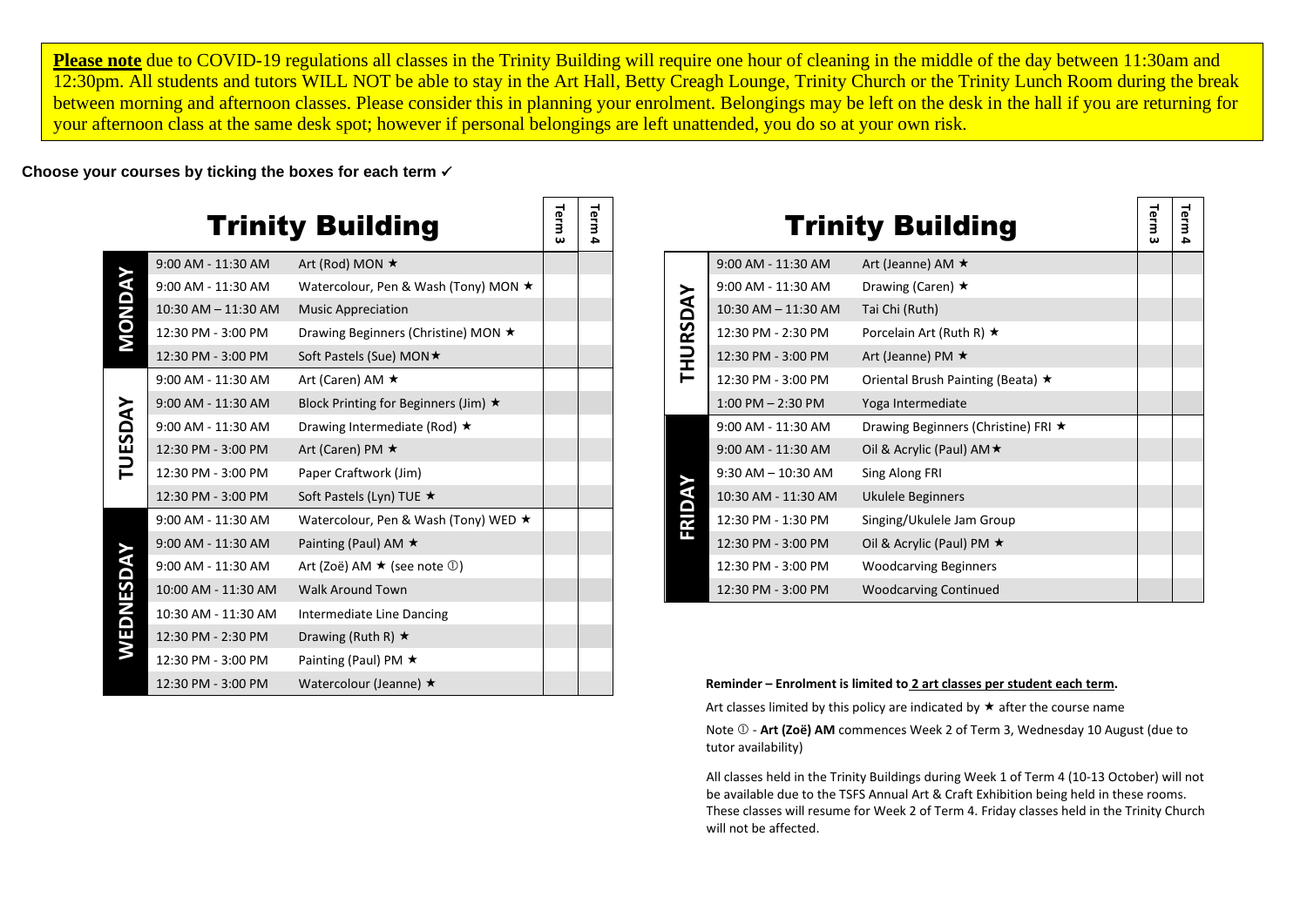**Please note** due to COVID-19 regulations all classes in the Trinity Building will require one hour of cleaning in the middle of the day between 11:30am and 12:30pm. All students and tutors WILL NOT be able to stay in the Art Hall, Betty Creagh Lounge, Trinity Church or the Trinity Lunch Room during the break between morning and afternoon classes. Please consider this in planning your enrolment. Belongings may be left on the desk in the hall if you are returning for your afternoon class at the same desk spot; however if personal belongings are left unattended, you do so at your own risk.

**Choose your courses by ticking the boxes for each term ✓**

## Trinity Building

| Day | Time | Course | Term 3 | Term 4 |
|---|---|---|---|---|
| MONDAY | 9:00 AM - 11:30 AM | Art (Rod) MON ★ | | |
| | 9:00 AM - 11:30 AM | Watercolour, Pen & Wash (Tony) MON ★ | | |
| | 10:30 AM – 11:30 AM | Music Appreciation | | |
| | 12:30 PM - 3:00 PM | Drawing Beginners (Christine) MON ★ | | |
| | 12:30 PM - 3:00 PM | Soft Pastels (Sue) MON★ | | |
| TUESDAY | 9:00 AM - 11:30 AM | Art (Caren) AM ★ | | |
| | 9:00 AM - 11:30 AM | Block Printing for Beginners (Jim) ★ | | |
| | 9:00 AM - 11:30 AM | Drawing Intermediate (Rod) ★ | | |
| | 12:30 PM - 3:00 PM | Art (Caren) PM ★ | | |
| | 12:30 PM - 3:00 PM | Paper Craftwork (Jim) | | |
| | 12:30 PM - 3:00 PM | Soft Pastels (Lyn) TUE ★ | | |
| WEDNESDAY | 9:00 AM - 11:30 AM | Watercolour, Pen & Wash (Tony) WED ★ | | |
| | 9:00 AM - 11:30 AM | Painting (Paul) AM ★ | | |
| | 9:00 AM - 11:30 AM | Art (Zoë) AM ★ (see note ①) | | |
| | 10:00 AM - 11:30 AM | Walk Around Town | | |
| | 10:30 AM - 11:30 AM | Intermediate Line Dancing | | |
| | 12:30 PM - 2:30 PM | Drawing (Ruth R) ★ | | |
| | 12:30 PM - 3:00 PM | Painting (Paul) PM ★ | | |
| | 12:30 PM - 3:00 PM | Watercolour (Jeanne) ★ | | |

## Trinity Building

| Day | Time | Course | Term 3 | Term 4 |
|---|---|---|---|---|
| THURSDAY | 9:00 AM - 11:30 AM | Art (Jeanne) AM ★ | | |
| | 9:00 AM - 11:30 AM | Drawing (Caren) ★ | | |
| | 10:30 AM – 11:30 AM | Tai Chi (Ruth) | | |
| | 12:30 PM - 2:30 PM | Porcelain Art (Ruth R) ★ | | |
| | 12:30 PM - 3:00 PM | Art (Jeanne) PM ★ | | |
| | 12:30 PM - 3:00 PM | Oriental Brush Painting (Beata) ★ | | |
| | 1:00 PM – 2:30 PM | Yoga Intermediate | | |
| FRIDAY | 9:00 AM - 11:30 AM | Drawing Beginners (Christine) FRI ★ | | |
| | 9:00 AM - 11:30 AM | Oil & Acrylic (Paul) AM★ | | |
| | 9:30 AM – 10:30 AM | Sing Along FRI | | |
| | 10:30 AM - 11:30 AM | Ukulele Beginners | | |
| | 12:30 PM - 1:30 PM | Singing/Ukulele Jam Group | | |
| | 12:30 PM - 3:00 PM | Oil & Acrylic (Paul) PM ★ | | |
| | 12:30 PM - 3:00 PM | Woodcarving Beginners | | |
| | 12:30 PM - 3:00 PM | Woodcarving Continued | | |

**Reminder – Enrolment is limited to 2 art classes per student each term.**

Art classes limited by this policy are indicated by ★ after the course name

Note ① - **Art (Zoë) AM** commences Week 2 of Term 3, Wednesday 10 August (due to tutor availability)

All classes held in the Trinity Buildings during Week 1 of Term 4 (10-13 October) will not be available due to the TSFS Annual Art & Craft Exhibition being held in these rooms. These classes will resume for Week 2 of Term 4. Friday classes held in the Trinity Church will not be affected.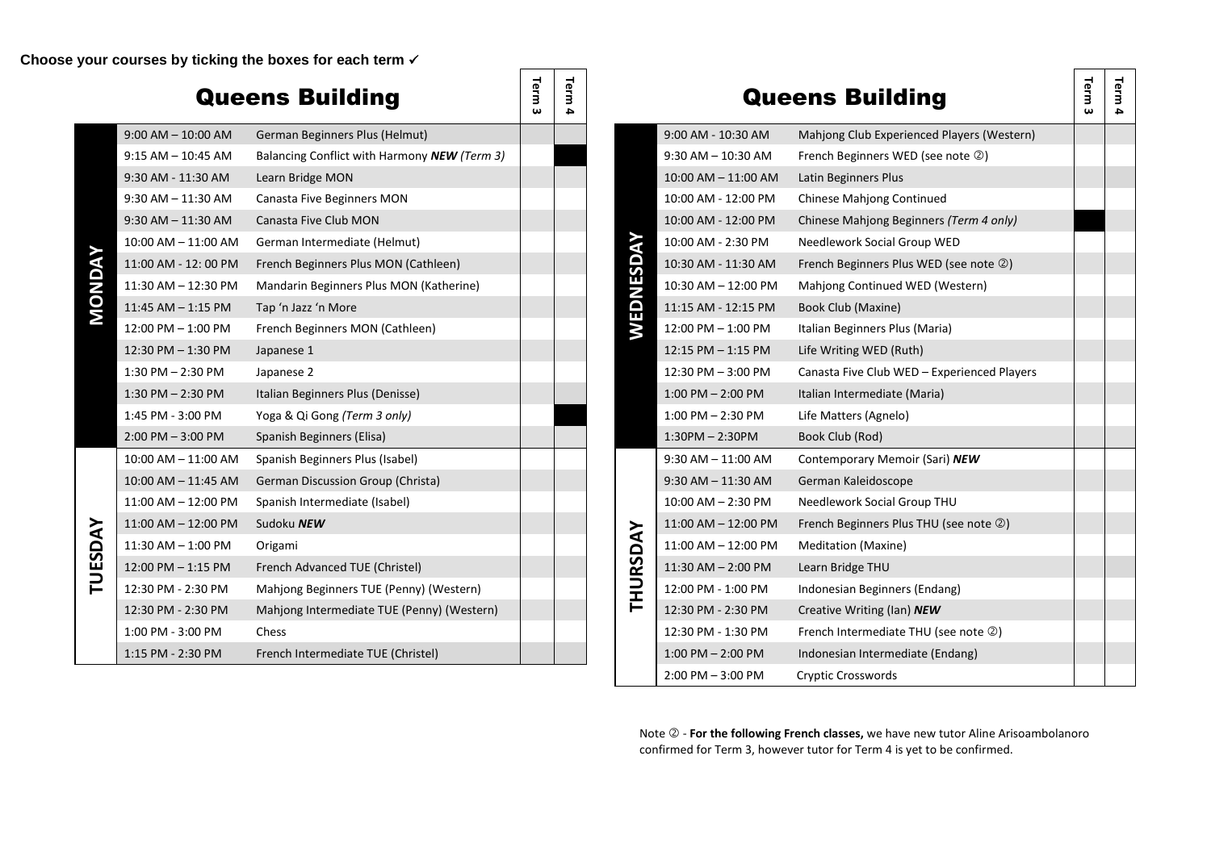**Choose your courses by ticking the boxes for each term ✓**

## Queens Building

| Day | Time | Course | Term 3 | Term 4 |
|---|---|---|---|---|
| MONDAY | 9:00 AM – 10:00 AM | German Beginners Plus (Helmut) | | |
| | 9:15 AM – 10:45 AM | Balancing Conflict with Harmony ***NEW*** *(Term 3)* | | |
| | 9:30 AM - 11:30 AM | Learn Bridge MON | | |
| | 9:30 AM – 11:30 AM | Canasta Five Beginners MON | | |
| | 9:30 AM – 11:30 AM | Canasta Five Club MON | | |
| | 10:00 AM – 11:00 AM | German Intermediate (Helmut) | | |
| | 11:00 AM - 12: 00 PM | French Beginners Plus MON (Cathleen) | | |
| | 11:30 AM – 12:30 PM | Mandarin Beginners Plus MON (Katherine) | | |
| | 11:45 AM – 1:15 PM | Tap 'n Jazz 'n More | | |
| | 12:00 PM – 1:00 PM | French Beginners MON (Cathleen) | | |
| | 12:30 PM – 1:30 PM | Japanese 1 | | |
| | 1:30 PM – 2:30 PM | Japanese 2 | | |
| | 1:30 PM – 2:30 PM | Italian Beginners Plus (Denisse) | | |
| | 1:45 PM - 3:00 PM | Yoga & Qi Gong *(Term 3 only)* | | |
| | 2:00 PM – 3:00 PM | Spanish Beginners (Elisa) | | |
| TUESDAY | 10:00 AM – 11:00 AM | Spanish Beginners Plus (Isabel) | | |
| | 10:00 AM – 11:45 AM | German Discussion Group (Christa) | | |
| | 11:00 AM – 12:00 PM | Spanish Intermediate (Isabel) | | |
| | 11:00 AM – 12:00 PM | Sudoku ***NEW*** | | |
| | 11:30 AM – 1:00 PM | Origami | | |
| | 12:00 PM – 1:15 PM | French Advanced TUE (Christel) | | |
| | 12:30 PM - 2:30 PM | Mahjong Beginners TUE (Penny) (Western) | | |
| | 12:30 PM - 2:30 PM | Mahjong Intermediate TUE (Penny) (Western) | | |
| | 1:00 PM - 3:00 PM | Chess | | |
| | 1:15 PM - 2:30 PM | French Intermediate TUE (Christel) | | |

## Queens Building

| Day | Time | Course | Term 3 | Term 4 |
|---|---|---|---|---|
| WEDNESDAY | 9:00 AM - 10:30 AM | Mahjong Club Experienced Players (Western) | | |
| | 9:30 AM – 10:30 AM | French Beginners WED (see note ②) | | |
| | 10:00 AM – 11:00 AM | Latin Beginners Plus | | |
| | 10:00 AM - 12:00 PM | Chinese Mahjong Continued | | |
| | 10:00 AM - 12:00 PM | Chinese Mahjong Beginners *(Term 4 only)* | | |
| | 10:00 AM - 2:30 PM | Needlework Social Group WED | | |
| | 10:30 AM - 11:30 AM | French Beginners Plus WED (see note ②) | | |
| | 10:30 AM – 12:00 PM | Mahjong Continued WED (Western) | | |
| | 11:15 AM - 12:15 PM | Book Club (Maxine) | | |
| | 12:00 PM – 1:00 PM | Italian Beginners Plus (Maria) | | |
| | 12:15 PM – 1:15 PM | Life Writing WED (Ruth) | | |
| | 12:30 PM – 3:00 PM | Canasta Five Club WED – Experienced Players | | |
| | 1:00 PM – 2:00 PM | Italian Intermediate (Maria) | | |
| | 1:00 PM – 2:30 PM | Life Matters (Agnelo) | | |
| | 1:30PM – 2:30PM | Book Club (Rod) | | |
| THURSDAY | 9:30 AM – 11:00 AM | Contemporary Memoir (Sari) ***NEW*** | | |
| | 9:30 AM – 11:30 AM | German Kaleidoscope | | |
| | 10:00 AM – 2:30 PM | Needlework Social Group THU | | |
| | 11:00 AM – 12:00 PM | French Beginners Plus THU (see note ②) | | |
| | 11:00 AM – 12:00 PM | Meditation (Maxine) | | |
| | 11:30 AM – 2:00 PM | Learn Bridge THU | | |
| | 12:00 PM - 1:00 PM | Indonesian Beginners (Endang) | | |
| | 12:30 PM - 2:30 PM | Creative Writing (Ian) ***NEW*** | | |
| | 12:30 PM - 1:30 PM | French Intermediate THU (see note ②) | | |
| | 1:00 PM – 2:00 PM | Indonesian Intermediate (Endang) | | |
| | 2:00 PM – 3:00 PM | Cryptic Crosswords | | |

Note ② - **For the following French classes,** we have new tutor Aline Arisoambolanoro confirmed for Term 3, however tutor for Term 4 is yet to be confirmed.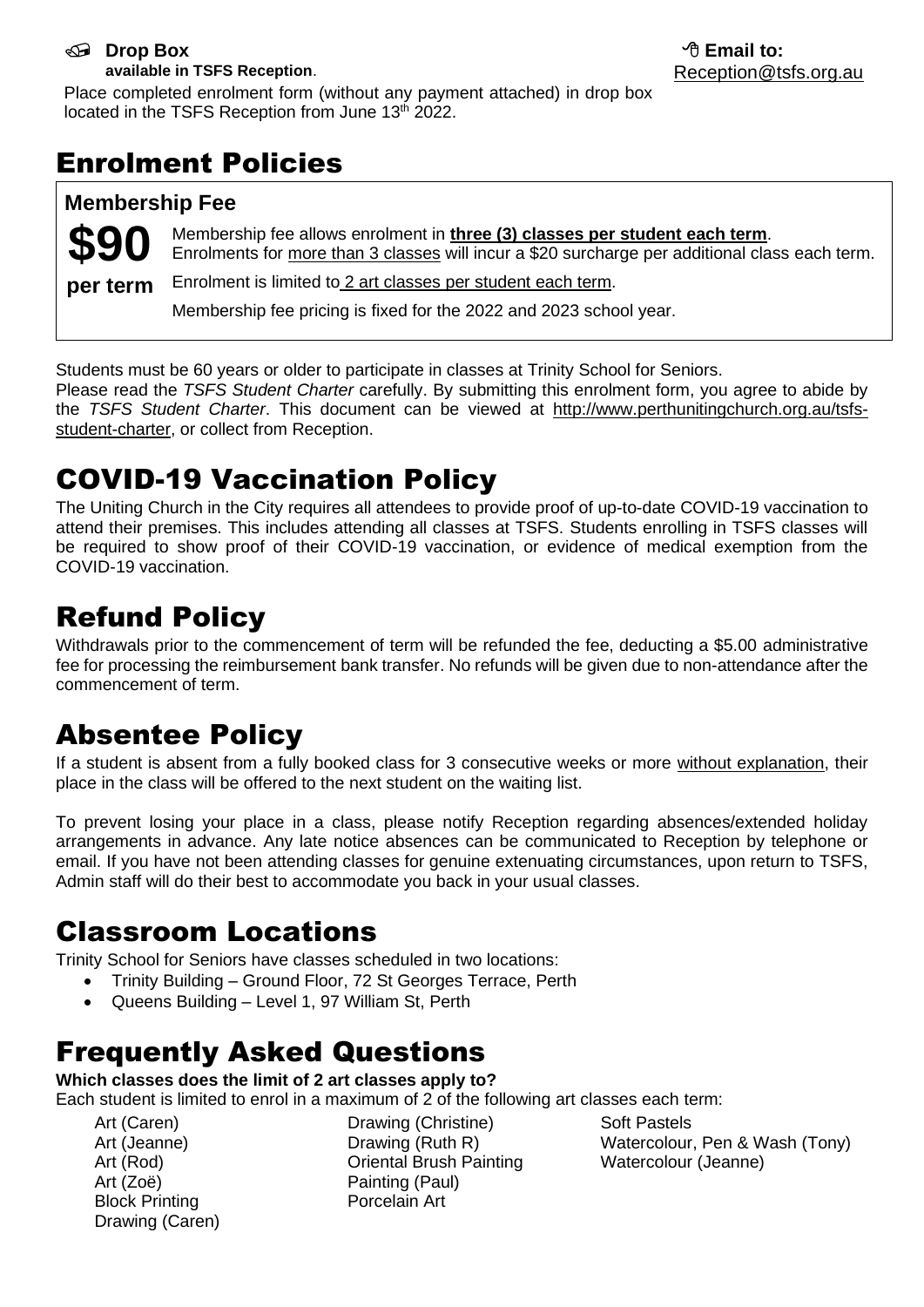**Drop Box**
**available in TSFS Reception**.

Place completed enrolment form (without any payment attached) in drop box located in the TSFS Reception from June 13th 2022.

**Email to:**
Reception@tsfs.org.au

# Enrolment Policies

**Membership Fee**

**$90 per term**

Membership fee allows enrolment in **three (3) classes per student each term**. Enrolments for more than 3 classes will incur a $20 surcharge per additional class each term.

Enrolment is limited to 2 art classes per student each term.

Membership fee pricing is fixed for the 2022 and 2023 school year.

Students must be 60 years or older to participate in classes at Trinity School for Seniors.
Please read the *TSFS Student Charter* carefully. By submitting this enrolment form, you agree to abide by the *TSFS Student Charter*. This document can be viewed at http://www.perthunitingchurch.org.au/tsfs-student-charter, or collect from Reception.

# COVID-19 Vaccination Policy

The Uniting Church in the City requires all attendees to provide proof of up-to-date COVID-19 vaccination to attend their premises. This includes attending all classes at TSFS. Students enrolling in TSFS classes will be required to show proof of their COVID-19 vaccination, or evidence of medical exemption from the COVID-19 vaccination.

# Refund Policy

Withdrawals prior to the commencement of term will be refunded the fee, deducting a $5.00 administrative fee for processing the reimbursement bank transfer. No refunds will be given due to non-attendance after the commencement of term.

# Absentee Policy

If a student is absent from a fully booked class for 3 consecutive weeks or more without explanation, their place in the class will be offered to the next student on the waiting list.

To prevent losing your place in a class, please notify Reception regarding absences/extended holiday arrangements in advance. Any late notice absences can be communicated to Reception by telephone or email. If you have not been attending classes for genuine extenuating circumstances, upon return to TSFS, Admin staff will do their best to accommodate you back in your usual classes.

# Classroom Locations

Trinity School for Seniors have classes scheduled in two locations:

- Trinity Building – Ground Floor, 72 St Georges Terrace, Perth
- Queens Building – Level 1, 97 William St, Perth

# Frequently Asked Questions

**Which classes does the limit of 2 art classes apply to?**
Each student is limited to enrol in a maximum of 2 of the following art classes each term:

Art (Caren)
Art (Jeanne)
Art (Rod)
Art (Zoë)
Block Printing
Drawing (Caren)
Drawing (Christine)
Drawing (Ruth R)
Oriental Brush Painting
Painting (Paul)
Porcelain Art
Soft Pastels
Watercolour, Pen & Wash (Tony)
Watercolour (Jeanne)